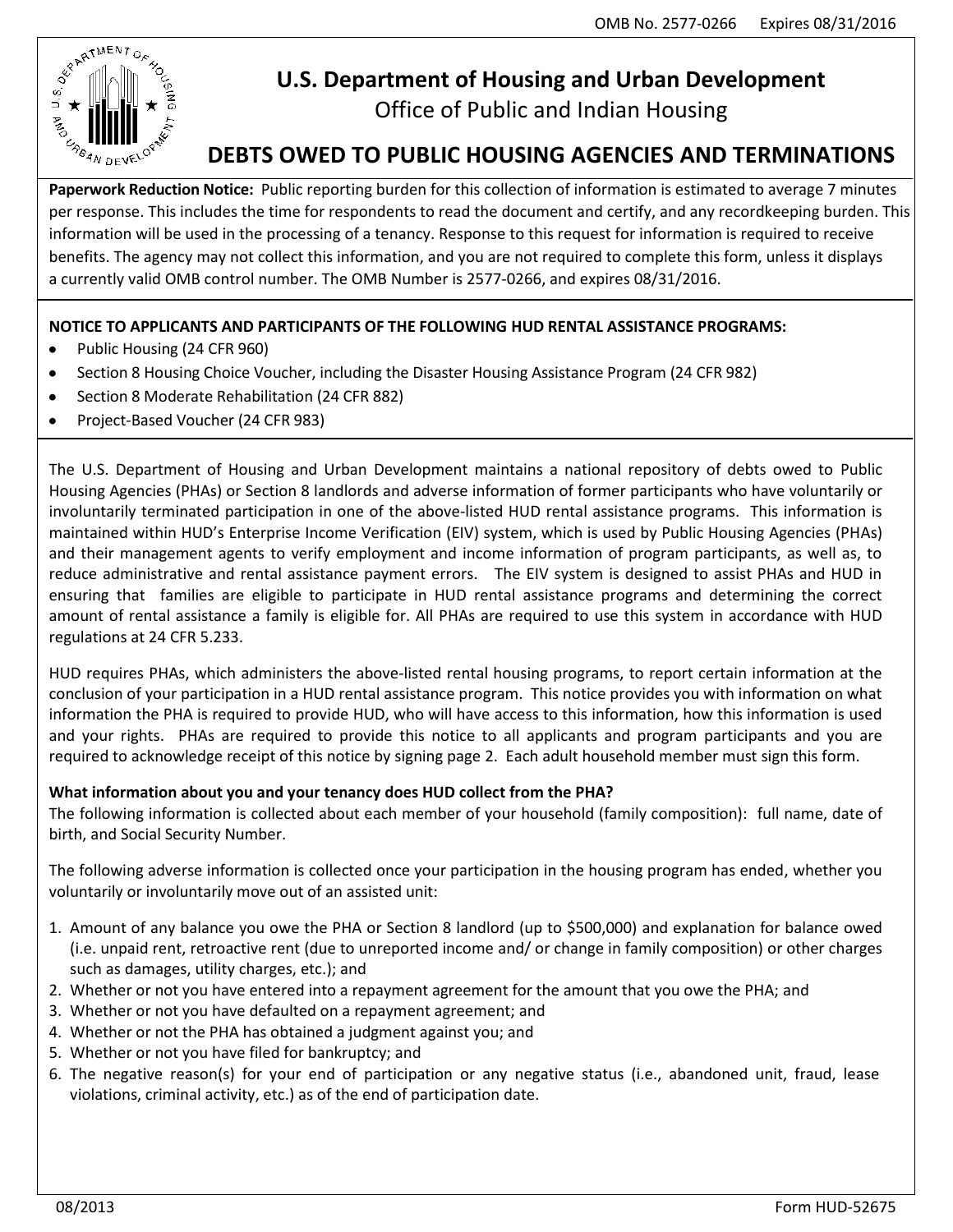# U.S. Department of Housing and Urban Development

Office of Public and Indian Housing

## DEBTS OWED TO PUBLIC HOUSING AGENCIES AND TERMINATIONS

**Paperwork Reduction Notice:** Public reporting burden for this collection of information is estimated to average 7 minutes per response. This includes the time for respondents to read the document and certify, and any recordkeeping burden. This information will be used in the processing of a tenancy. Response to this request for information is required to receive benefits. The agency may not collect this information, and you are not required to complete this form, unless it displays a currently valid OMB control number. The OMB Number is 2577-0266, and expires 08/31/2016.

**NOTICE TO APPLICANTS AND PARTICIPANTS OF THE FOLLOWING HUD RENTAL ASSISTANCE PROGRAMS:**

- Public Housing (24 CFR 960)
- Section 8 Housing Choice Voucher, including the Disaster Housing Assistance Program (24 CFR 982)
- Section 8 Moderate Rehabilitation (24 CFR 882)
- Project-Based Voucher (24 CFR 983)

The U.S. Department of Housing and Urban Development maintains a national repository of debts owed to Public Housing Agencies (PHAs) or Section 8 landlords and adverse information of former participants who have voluntarily or involuntarily terminated participation in one of the above-listed HUD rental assistance programs. This information is maintained within HUD's Enterprise Income Verification (EIV) system, which is used by Public Housing Agencies (PHAs) and their management agents to verify employment and income information of program participants, as well as, to reduce administrative and rental assistance payment errors. The EIV system is designed to assist PHAs and HUD in ensuring that families are eligible to participate in HUD rental assistance programs and determining the correct amount of rental assistance a family is eligible for. All PHAs are required to use this system in accordance with HUD regulations at 24 CFR 5.233.

HUD requires PHAs, which administers the above-listed rental housing programs, to report certain information at the conclusion of your participation in a HUD rental assistance program. This notice provides you with information on what information the PHA is required to provide HUD, who will have access to this information, how this information is used and your rights. PHAs are required to provide this notice to all applicants and program participants and you are required to acknowledge receipt of this notice by signing page 2. Each adult household member must sign this form.

**What information about you and your tenancy does HUD collect from the PHA?**

The following information is collected about each member of your household (family composition): full name, date of birth, and Social Security Number.

The following adverse information is collected once your participation in the housing program has ended, whether you voluntarily or involuntarily move out of an assisted unit:

1. Amount of any balance you owe the PHA or Section 8 landlord (up to $500,000) and explanation for balance owed (i.e. unpaid rent, retroactive rent (due to unreported income and/ or change in family composition) or other charges such as damages, utility charges, etc.); and
2. Whether or not you have entered into a repayment agreement for the amount that you owe the PHA; and
3. Whether or not you have defaulted on a repayment agreement; and
4. Whether or not the PHA has obtained a judgment against you; and
5. Whether or not you have filed for bankruptcy; and
6. The negative reason(s) for your end of participation or any negative status (i.e., abandoned unit, fraud, lease violations, criminal activity, etc.) as of the end of participation date.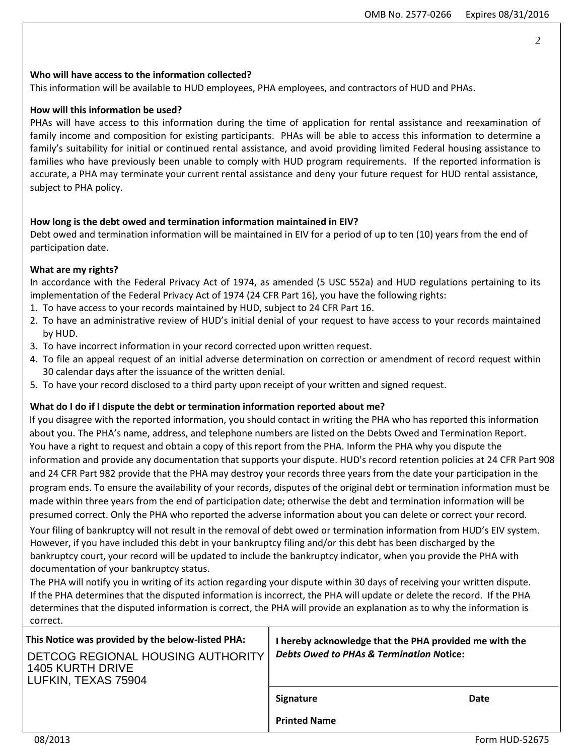**Who will have access to the information collected?**
This information will be available to HUD employees, PHA employees, and contractors of HUD and PHAs.

**How will this information be used?**
PHAs will have access to this information during the time of application for rental assistance and reexamination of family income and composition for existing participants. PHAs will be able to access this information to determine a family's suitability for initial or continued rental assistance, and avoid providing limited Federal housing assistance to families who have previously been unable to comply with HUD program requirements. If the reported information is accurate, a PHA may terminate your current rental assistance and deny your future request for HUD rental assistance, subject to PHA policy.

**How long is the debt owed and termination information maintained in EIV?**
Debt owed and termination information will be maintained in EIV for a period of up to ten (10) years from the end of participation date.

**What are my rights?**
In accordance with the Federal Privacy Act of 1974, as amended (5 USC 552a) and HUD regulations pertaining to its implementation of the Federal Privacy Act of 1974 (24 CFR Part 16), you have the following rights:

1. To have access to your records maintained by HUD, subject to 24 CFR Part 16.
2. To have an administrative review of HUD's initial denial of your request to have access to your records maintained by HUD.
3. To have incorrect information in your record corrected upon written request.
4. To file an appeal request of an initial adverse determination on correction or amendment of record request within 30 calendar days after the issuance of the written denial.
5. To have your record disclosed to a third party upon receipt of your written and signed request.

**What do I do if I dispute the debt or termination information reported about me?**
If you disagree with the reported information, you should contact in writing the PHA who has reported this information about you. The PHA's name, address, and telephone numbers are listed on the Debts Owed and Termination Report. You have a right to request and obtain a copy of this report from the PHA. Inform the PHA why you dispute the information and provide any documentation that supports your dispute. HUD's record retention policies at 24 CFR Part 908 and 24 CFR Part 982 provide that the PHA may destroy your records three years from the date your participation in the program ends. To ensure the availability of your records, disputes of the original debt or termination information must be made within three years from the end of participation date; otherwise the debt and termination information will be presumed correct. Only the PHA who reported the adverse information about you can delete or correct your record.

Your filing of bankruptcy will not result in the removal of debt owed or termination information from HUD's EIV system. However, if you have included this debt in your bankruptcy filing and/or this debt has been discharged by the bankruptcy court, your record will be updated to include the bankruptcy indicator, when you provide the PHA with documentation of your bankruptcy status.

The PHA will notify you in writing of its action regarding your dispute within 30 days of receiving your written dispute. If the PHA determines that the disputed information is incorrect, the PHA will update or delete the record. If the PHA determines that the disputed information is correct, the PHA will provide an explanation as to why the information is correct.

| **This Notice was provided by the below-listed PHA:** | **I hereby acknowledge that the PHA provided me with the *Debts Owed to PHAs & Termination N*otice:** | |
|---|---|---|
| DETCOG REGIONAL HOUSING AUTHORITY<br>1405 KURTH DRIVE<br>LUFKIN, TEXAS 75904 | | |
| | **Signature** | **Date** |
| | **Printed Name** | |

08/2013 Form HUD-52675